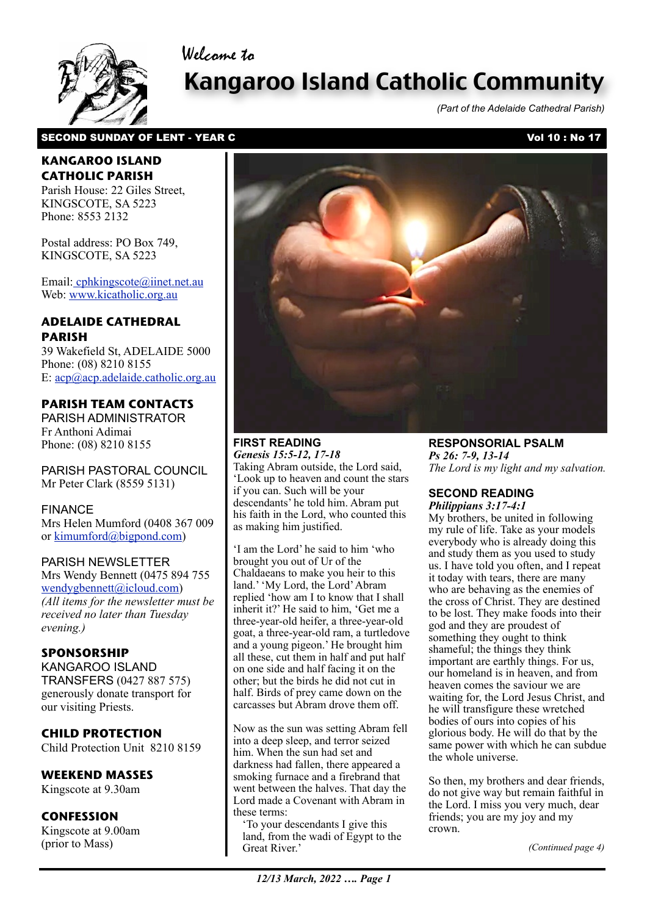Welcome to

# Kangaroo Island Catholic Community

*(Part of the Adelaide Cathedral Parish)*

**SECOND SUNDAY OF LENT - YEAR C** **Vol 10 : No 17**

## KANGAROO ISLAND CATHOLIC PARISH

Parish House: 22 Giles Street, KINGSCOTE, SA 5223
Phone: 8553 2132

Postal address: PO Box 749, KINGSCOTE, SA 5223

Email: cphkingscote@iinet.net.au
Web: www.kicatholic.org.au

## ADELAIDE CATHEDRAL PARISH

39 Wakefield St, ADELAIDE 5000
Phone: (08) 8210 8155
E: acp@acp.adelaide.catholic.org.au

## PARISH TEAM CONTACTS

PARISH ADMINISTRATOR
Fr Anthoni Adimai
Phone: (08) 8210 8155

PARISH PASTORAL COUNCIL
Mr Peter Clark (8559 5131)

FINANCE
Mrs Helen Mumford (0408 367 009 or kimumford@bigpond.com)

PARISH NEWSLETTER
Mrs Wendy Bennett (0475 894 755 wendygbennett@icloud.com)
*(All items for the newsletter must be received no later than Tuesday evening.)*

## SPONSORSHIP

KANGAROO ISLAND TRANSFERS (0427 887 575) generously donate transport for our visiting Priests.

## CHILD PROTECTION

Child Protection Unit 8210 8159

## WEEKEND MASSES

Kingscote at 9.30am

## CONFESSION

Kingscote at 9.00am (prior to Mass)

### FIRST READING

***Genesis 15:5-12, 17-18***

Taking Abram outside, the Lord said, 'Look up to heaven and count the stars if you can. Such will be your descendants' he told him. Abram put his faith in the Lord, who counted this as making him justified.

'I am the Lord' he said to him 'who brought you out of Ur of the Chaldaeans to make you heir to this land.' 'My Lord, the Lord' Abram replied 'how am I to know that I shall inherit it?' He said to him, 'Get me a three-year-old heifer, a three-year-old goat, a three-year-old ram, a turtledove and a young pigeon.' He brought him all these, cut them in half and put half on one side and half facing it on the other; but the birds he did not cut in half. Birds of prey came down on the carcasses but Abram drove them off.

Now as the sun was setting Abram fell into a deep sleep, and terror seized him. When the sun had set and darkness had fallen, there appeared a smoking furnace and a firebrand that went between the halves. That day the Lord made a Covenant with Abram in these terms:

'To your descendants I give this land, from the wadi of Egypt to the Great River.'

### RESPONSORIAL PSALM

***Ps 26: 7-9, 13-14***

*The Lord is my light and my salvation.*

### SECOND READING

***Philippians 3:17-4:1***

My brothers, be united in following my rule of life. Take as your models everybody who is already doing this and study them as you used to study us. I have told you often, and I repeat it today with tears, there are many who are behaving as the enemies of the cross of Christ. They are destined to be lost. They make foods into their god and they are proudest of something they ought to think shameful; the things they think important are earthly things. For us, our homeland is in heaven, and from heaven comes the saviour we are waiting for, the Lord Jesus Christ, and he will transfigure these wretched bodies of ours into copies of his glorious body. He will do that by the same power with which he can subdue the whole universe.

So then, my brothers and dear friends, do not give way but remain faithful in the Lord. I miss you very much, dear friends; you are my joy and my crown.

*(Continued page 4)*

*12/13 March, 2022 …. Page 1*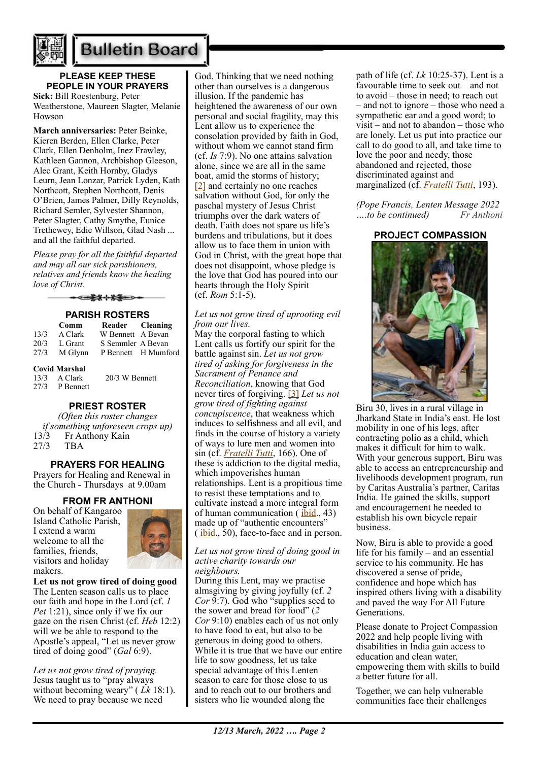# Bulletin Board

### PLEASE KEEP THESE PEOPLE IN YOUR PRAYERS

**Sick:** Bill Roestenburg, Peter Weatherstone, Maureen Slagter, Melanie Howson

**March anniversaries:** Peter Beinke, Kieren Berden, Ellen Clarke, Peter Clark, Ellen Denholm, Inez Frawley, Kathleen Gannon, Archbishop Gleeson, Alec Grant, Keith Hornby, Gladys Leurn, Jean Lonzar, Patrick Lyden, Kath Northcott, Stephen Northcott, Denis O'Brien, James Palmer, Dilly Reynolds, Richard Semler, Sylvester Shannon, Peter Slagter, Cathy Smythe, Eunice Trethewey, Edie Willson, Glad Nash ... and all the faithful departed.

*Please pray for all the faithful departed and may all our sick parishioners, relatives and friends know the healing love of Christ.*

### PARISH ROSTERS

| | Comm | Reader | Cleaning |
|---|---|---|---|
| 13/3 | A Clark | W Bennett | A Bevan |
| 20/3 | L Grant | S Semmler | A Bevan |
| 27/3 | M Glynn | P Bennett | H Mumford |

**Covid Marshal**

| | | | |
|---|---|---|---|
| 13/3 | A Clark | 20/3 | W Bennett |
| 27/3 | P Bennett | | |

### PRIEST ROSTER

*(Often this roster changes if something unforeseen crops up)*

13/3 Fr Anthony Kain

27/3 TBA

### PRAYERS FOR HEALING

Prayers for Healing and Renewal in the Church - Thursdays at 9.00am

### FROM FR ANTHONI

On behalf of Kangaroo Island Catholic Parish, I extend a warm welcome to all the families, friends, visitors and holiday makers.

**Let us not grow tired of doing good**

The Lenten season calls us to place our faith and hope in the Lord (cf. *1 Pet* 1:21), since only if we fix our gaze on the risen Christ (cf. *Heb* 12:2) will we be able to respond to the Apostle's appeal, "Let us never grow tired of doing good" (*Gal* 6:9).

*Let us not grow tired of praying.* Jesus taught us to "pray always without becoming weary" ( *Lk* 18:1). We need to pray because we need God. Thinking that we need nothing other than ourselves is a dangerous illusion. If the pandemic has heightened the awareness of our own personal and social fragility, may this Lent allow us to experience the consolation provided by faith in God, without whom we cannot stand firm (cf. *Is* 7:9). No one attains salvation alone, since we are all in the same boat, amid the storms of history; [2] and certainly no one reaches salvation without God, for only the paschal mystery of Jesus Christ triumphs over the dark waters of death. Faith does not spare us life's burdens and tribulations, but it does allow us to face them in union with God in Christ, with the great hope that does not disappoint, whose pledge is the love that God has poured into our hearts through the Holy Spirit (cf. *Rom* 5:1-5).

*Let us not grow tired of uprooting evil from our lives.* May the corporal fasting to which Lent calls us fortify our spirit for the battle against sin. *Let us not grow tired of asking for forgiveness in the Sacrament of Penance and Reconciliation*, knowing that God never tires of forgiving. [3] *Let us not grow tired of fighting against concupiscence*, that weakness which induces to selfishness and all evil, and finds in the course of history a variety of ways to lure men and women into sin (cf. *Fratelli Tutti*, 166). One of these is addiction to the digital media, which impoverishes human relationships. Lent is a propitious time to resist these temptations and to cultivate instead a more integral form of human communication ( ibid., 43) made up of "authentic encounters" ( ibid., 50), face-to-face and in person.

*Let us not grow tired of doing good in active charity towards our neighbours.* During this Lent, may we practise almsgiving by giving joyfully (cf. *2 Cor* 9:7). God who "supplies seed to the sower and bread for food" (*2 Cor* 9:10) enables each of us not only to have food to eat, but also to be generous in doing good to others. While it is true that we have our entire life to sow goodness, let us take special advantage of this Lenten season to care for those close to us and to reach out to our brothers and sisters who lie wounded along the path of life (cf. *Lk* 10:25-37). Lent is a favourable time to seek out – and not to avoid – those in need; to reach out – and not to ignore – those who need a sympathetic ear and a good word; to visit – and not to abandon – those who are lonely. Let us put into practice our call to do good to all, and take time to love the poor and needy, those abandoned and rejected, those discriminated against and marginalized (cf. *Fratelli Tutti*, 193).

*(Pope Francis, Lenten Message 2022 ….to be continued)* *Fr Anthoni*

### PROJECT COMPASSION

Biru 30, lives in a rural village in Jharkand State in India's east. He lost mobility in one of his legs, after contracting polio as a child, which makes it difficult for him to walk. With your generous support, Biru was able to access an entrepreneurship and livelihoods development program, run by Caritas Australia's partner, Caritas India. He gained the skills, support and encouragement he needed to establish his own bicycle repair business.

Now, Biru is able to provide a good life for his family – and an essential service to his community. He has discovered a sense of pride, confidence and hope which has inspired others living with a disability and paved the way For All Future Generations.

Please donate to Project Compassion 2022 and help people living with disabilities in India gain access to education and clean water, empowering them with skills to build a better future for all.

Together, we can help vulnerable communities face their challenges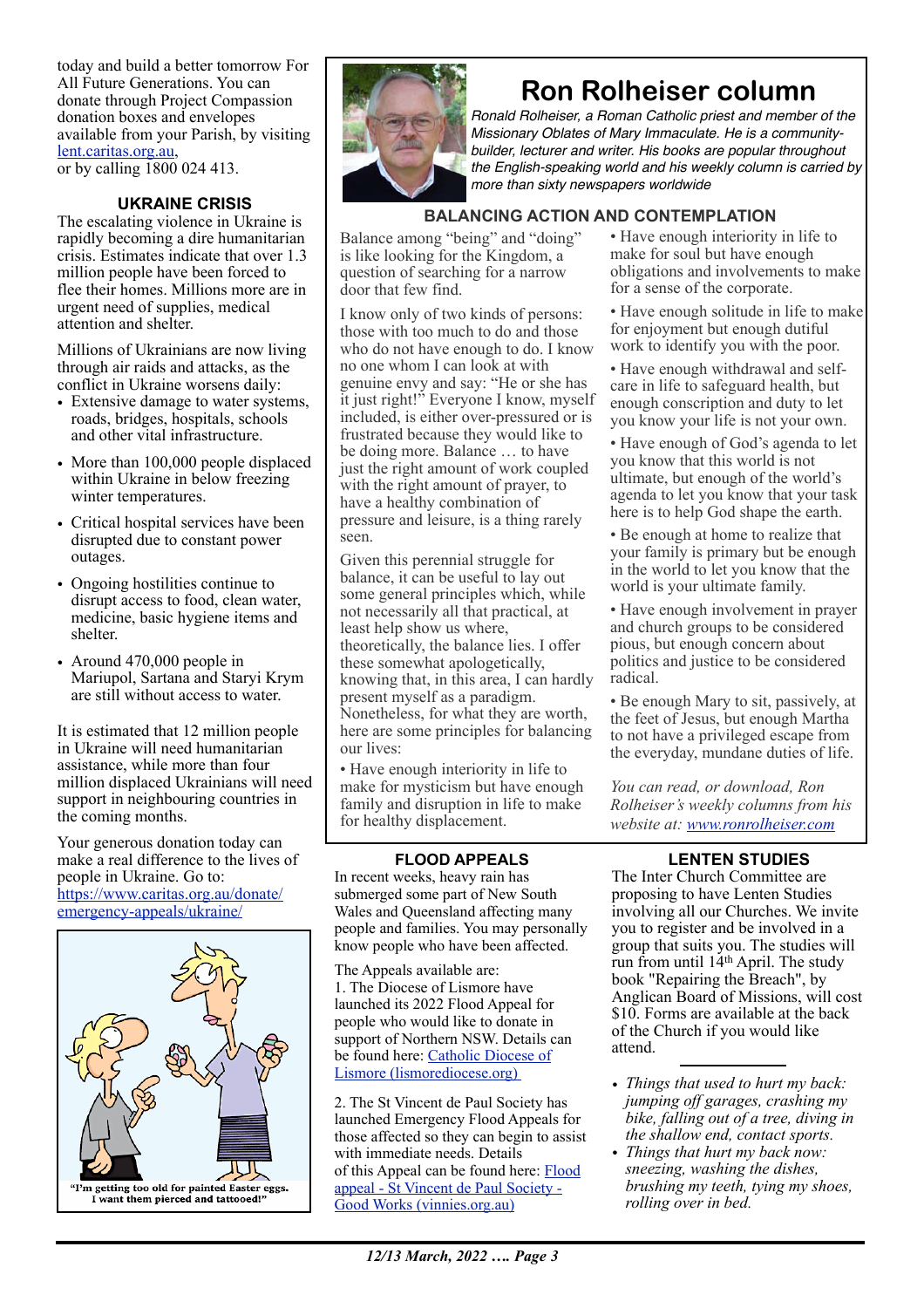today and build a better tomorrow For All Future Generations. You can donate through Project Compassion donation boxes and envelopes available from your Parish, by visiting lent.caritas.org.au, or by calling 1800 024 413.

### UKRAINE CRISIS

The escalating violence in Ukraine is rapidly becoming a dire humanitarian crisis. Estimates indicate that over 1.3 million people have been forced to flee their homes. Millions more are in urgent need of supplies, medical attention and shelter.

Millions of Ukrainians are now living through air raids and attacks, as the conflict in Ukraine worsens daily:

- Extensive damage to water systems, roads, bridges, hospitals, schools and other vital infrastructure.
- More than 100,000 people displaced within Ukraine in below freezing winter temperatures.
- Critical hospital services have been disrupted due to constant power outages.
- Ongoing hostilities continue to disrupt access to food, clean water, medicine, basic hygiene items and shelter.
- Around 470,000 people in Mariupol, Sartana and Staryi Krym are still without access to water.

It is estimated that 12 million people in Ukraine will need humanitarian assistance, while more than four million displaced Ukrainians will need support in neighbouring countries in the coming months.

Your generous donation today can make a real difference to the lives of people in Ukraine. Go to: https://www.caritas.org.au/donate/emergency-appeals/ukraine/

"I'm getting too old for painted Easter eggs. I want them pierced and tattooed!"

# Ron Rolheiser column

*Ronald Rolheiser, a Roman Catholic priest and member of the Missionary Oblates of Mary Immaculate. He is a community-builder, lecturer and writer. His books are popular throughout the English-speaking world and his weekly column is carried by more than sixty newspapers worldwide*

### BALANCING ACTION AND CONTEMPLATION

Balance among "being" and "doing" is like looking for the Kingdom, a question of searching for a narrow door that few find.

I know only of two kinds of persons: those with too much to do and those who do not have enough to do. I know no one whom I can look at with genuine envy and say: "He or she has it just right!" Everyone I know, myself included, is either over-pressured or is frustrated because they would like to be doing more. Balance … to have just the right amount of work coupled with the right amount of prayer, to have a healthy combination of pressure and leisure, is a thing rarely seen.

Given this perennial struggle for balance, it can be useful to lay out some general principles which, while not necessarily all that practical, at least help show us where, theoretically, the balance lies. I offer these somewhat apologetically, knowing that, in this area, I can hardly present myself as a paradigm. Nonetheless, for what they are worth, here are some principles for balancing our lives:

• Have enough interiority in life to make for mysticism but have enough family and disruption in life to make for healthy displacement.

• Have enough interiority in life to make for soul but have enough obligations and involvements to make for a sense of the corporate.

• Have enough solitude in life to make for enjoyment but enough dutiful work to identify you with the poor.

• Have enough withdrawal and self-care in life to safeguard health, but enough conscription and duty to let you know your life is not your own.

• Have enough of God's agenda to let you know that this world is not ultimate, but enough of the world's agenda to let you know that your task here is to help God shape the earth.

• Be enough at home to realize that your family is primary but be enough in the world to let you know that the world is your ultimate family.

• Have enough involvement in prayer and church groups to be considered pious, but enough concern about politics and justice to be considered radical.

• Be enough Mary to sit, passively, at the feet of Jesus, but enough Martha to not have a privileged escape from the everyday, mundane duties of life.

*You can read, or download, Ron Rolheiser's weekly columns from his website at: www.ronrolheiser.com*

### FLOOD APPEALS

In recent weeks, heavy rain has submerged some part of New South Wales and Queensland affecting many people and families. You may personally know people who have been affected.

The Appeals available are:
1. The Diocese of Lismore have launched its 2022 Flood Appeal for people who would like to donate in support of Northern NSW. Details can be found here: Catholic Diocese of Lismore (lismorediocese.org)

2. The St Vincent de Paul Society has launched Emergency Flood Appeals for those affected so they can begin to assist with immediate needs. Details of this Appeal can be found here: Flood appeal - St Vincent de Paul Society - Good Works (vinnies.org.au)

### LENTEN STUDIES

The Inter Church Committee are proposing to have Lenten Studies involving all our Churches. We invite you to register and be involved in a group that suits you. The studies will run from until 14th April. The study book "Repairing the Breach", by Anglican Board of Missions, will cost $10. Forms are available at the back of the Church if you would like attend.

---

- *Things that used to hurt my back: jumping off garages, crashing my bike, falling out of a tree, diving in the shallow end, contact sports.*
- *Things that hurt my back now: sneezing, washing the dishes, brushing my teeth, tying my shoes, rolling over in bed.*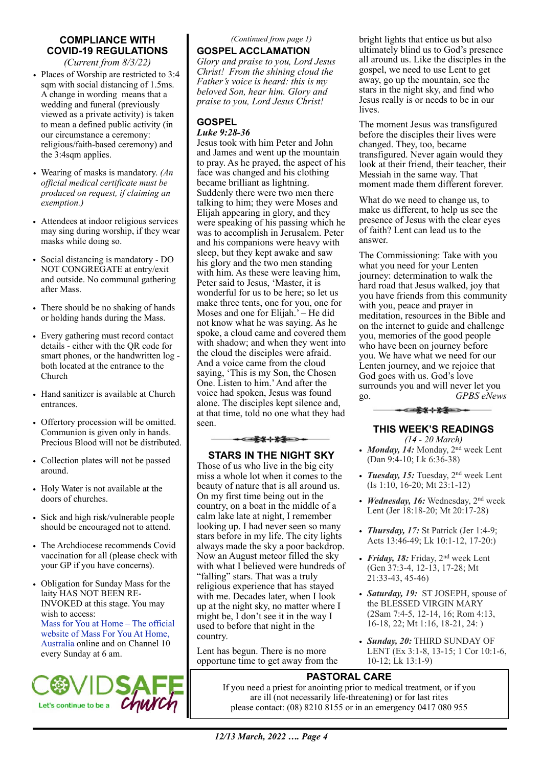## COMPLIANCE WITH COVID-19 REGULATIONS

*(Current from 8/3/22)*

- Places of Worship are restricted to 3:4 sqm with social distancing of 1.5ms. A change in wording means that a wedding and funeral (previously viewed as a private activity) is taken to mean a defined public activity (in our circumstance a ceremony: religious/faith-based ceremony) and the 3:4sqm applies.
- Wearing of masks is mandatory. *(An official medical certificate must be produced on request, if claiming an exemption.)*
- Attendees at indoor religious services may sing during worship, if they wear masks while doing so.
- Social distancing is mandatory - DO NOT CONGREGATE at entry/exit and outside. No communal gathering after Mass.
- There should be no shaking of hands or holding hands during the Mass.
- Every gathering must record contact details - either with the QR code for smart phones, or the handwritten log - both located at the entrance to the Church
- Hand sanitizer is available at Church entrances.
- Offertory procession will be omitted. Communion is given only in hands. Precious Blood will not be distributed.
- Collection plates will not be passed around.
- Holy Water is not available at the doors of churches.
- Sick and high risk/vulnerable people should be encouraged not to attend.
- The Archdiocese recommends Covid vaccination for all (please check with your GP if you have concerns).
- Obligation for Sunday Mass for the laity HAS NOT BEEN RE-INVOKED at this stage. You may wish to access: Mass for You at Home – The official website of Mass For You At Home, Australia online and on Channel 10 every Sunday at 6 am.

COVIDSAFE church — Let's continue to be a

*(Continued from page 1)*

## GOSPEL ACCLAMATION

*Glory and praise to you, Lord Jesus Christ! From the shining cloud the Father's voice is heard: this is my beloved Son, hear him. Glory and praise to you, Lord Jesus Christ!*

## GOSPEL

***Luke 9:28-36***

Jesus took with him Peter and John and James and went up the mountain to pray. As he prayed, the aspect of his face was changed and his clothing became brilliant as lightning. Suddenly there were two men there talking to him; they were Moses and Elijah appearing in glory, and they were speaking of his passing which he was to accomplish in Jerusalem. Peter and his companions were heavy with sleep, but they kept awake and saw his glory and the two men standing with him. As these were leaving him, Peter said to Jesus, 'Master, it is wonderful for us to be here; so let us make three tents, one for you, one for Moses and one for Elijah.' – He did not know what he was saying. As he spoke, a cloud came and covered them with shadow; and when they went into the cloud the disciples were afraid. And a voice came from the cloud saying, 'This is my Son, the Chosen One. Listen to him.' And after the voice had spoken, Jesus was found alone. The disciples kept silence and, at that time, told no one what they had seen.

## STARS IN THE NIGHT SKY

Those of us who live in the big city miss a whole lot when it comes to the beauty of nature that is all around us. On my first time being out in the country, on a boat in the middle of a calm lake late at night, I remember looking up. I had never seen so many stars before in my life. The city lights always made the sky a poor backdrop. Now an August meteor filled the sky with what I believed were hundreds of "falling" stars. That was a truly religious experience that has stayed with me. Decades later, when I look up at the night sky, no matter where I might be, I don't see it in the way I used to before that night in the country.

Lent has begun. There is no more opportune time to get away from the bright lights that entice us but also ultimately blind us to God's presence all around us. Like the disciples in the gospel, we need to use Lent to get away, go up the mountain, see the stars in the night sky, and find who Jesus really is or needs to be in our lives.

The moment Jesus was transfigured before the disciples their lives were changed. They, too, became transfigured. Never again would they look at their friend, their teacher, their Messiah in the same way. That moment made them different forever.

What do we need to change us, to make us different, to help us see the presence of Jesus with the clear eyes of faith? Lent can lead us to the answer.

The Commissioning: Take with you what you need for your Lenten journey: determination to walk the hard road that Jesus walked, joy that you have friends from this community with you, peace and prayer in meditation, resources in the Bible and on the internet to guide and challenge you, memories of the good people who have been on journey before you. We have what we need for our Lenten journey, and we rejoice that God goes with us. God's love surrounds you and will never let you go. *GPBS eNews*

## THIS WEEK'S READINGS

*(14 - 20 March)*

- ***Monday, 14:*** Monday, 2nd week Lent (Dan 9:4-10; Lk 6:36-38)
- ***Tuesday, 15:*** Tuesday, 2nd week Lent (Is 1:10, 16-20; Mt 23:1-12)
- ***Wednesday, 16:*** Wednesday, 2nd week Lent (Jer 18:18-20; Mt 20:17-28)
- ***Thursday, 17:*** St Patrick (Jer 1:4-9; Acts 13:46-49; Lk 10:1-12, 17-20:)
- ***Friday, 18:*** Friday, 2nd week Lent (Gen 37:3-4, 12-13, 17-28; Mt 21:33-43, 45-46)
- ***Saturday, 19:*** ST JOSEPH, spouse of the BLESSED VIRGIN MARY (2Sam 7:4-5, 12-14, 16; Rom 4:13, 16-18, 22; Mt 1:16, 18-21, 24: )
- ***Sunday, 20:*** THIRD SUNDAY OF LENT (Ex 3:1-8, 13-15; 1 Cor 10:1-6, 10-12; Lk 13:1-9)

## PASTORAL CARE

If you need a priest for anointing prior to medical treatment, or if you are ill (not necessarily life-threatening) or for last rites please contact: (08) 8210 8155 or in an emergency 0417 080 955